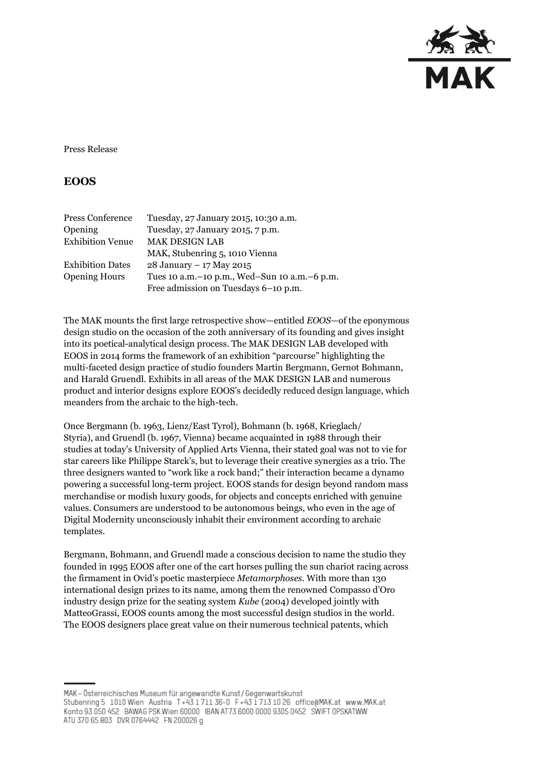Press Release

# EOOS

| | |
|---|---|
| Press Conference | Tuesday, 27 January 2015, 10:30 a.m. |
| Opening | Tuesday, 27 January 2015, 7 p.m. |
| Exhibition Venue | MAK DESIGN LAB<br>MAK, Stubenring 5, 1010 Vienna |
| Exhibition Dates | 28 January – 17 May 2015 |
| Opening Hours | Tues 10 a.m.–10 p.m., Wed–Sun 10 a.m.–6 p.m.<br>Free admission on Tuesdays 6–10 p.m. |

The MAK mounts the first large retrospective show—entitled *EOOS*—of the eponymous design studio on the occasion of the 20th anniversary of its founding and gives insight into its poetical-analytical design process. The MAK DESIGN LAB developed with EOOS in 2014 forms the framework of an exhibition "parcourse" highlighting the multi-faceted design practice of studio founders Martin Bergmann, Gernot Bohmann, and Harald Gruendl. Exhibits in all areas of the MAK DESIGN LAB and numerous product and interior designs explore EOOS's decidedly reduced design language, which meanders from the archaic to the high-tech.

Once Bergmann (b. 1963, Lienz/East Tyrol), Bohmann (b. 1968, Krieglach/ Styria), and Gruendl (b. 1967, Vienna) became acquainted in 1988 through their studies at today's University of Applied Arts Vienna, their stated goal was not to vie for star careers like Philippe Starck's, but to leverage their creative synergies as a trio. The three designers wanted to "work like a rock band;" their interaction became a dynamo powering a successful long-term project. EOOS stands for design beyond random mass merchandise or modish luxury goods, for objects and concepts enriched with genuine values. Consumers are understood to be autonomous beings, who even in the age of Digital Modernity unconsciously inhabit their environment according to archaic templates.

Bergmann, Bohmann, and Gruendl made a conscious decision to name the studio they founded in 1995 EOOS after one of the cart horses pulling the sun chariot racing across the firmament in Ovid's poetic masterpiece *Metamorphoses*. With more than 130 international design prizes to its name, among them the renowned Compasso d'Oro industry design prize for the seating system *Kube* (2004) developed jointly with MatteoGrassi, EOOS counts among the most successful design studios in the world. The EOOS designers place great value on their numerous technical patents, which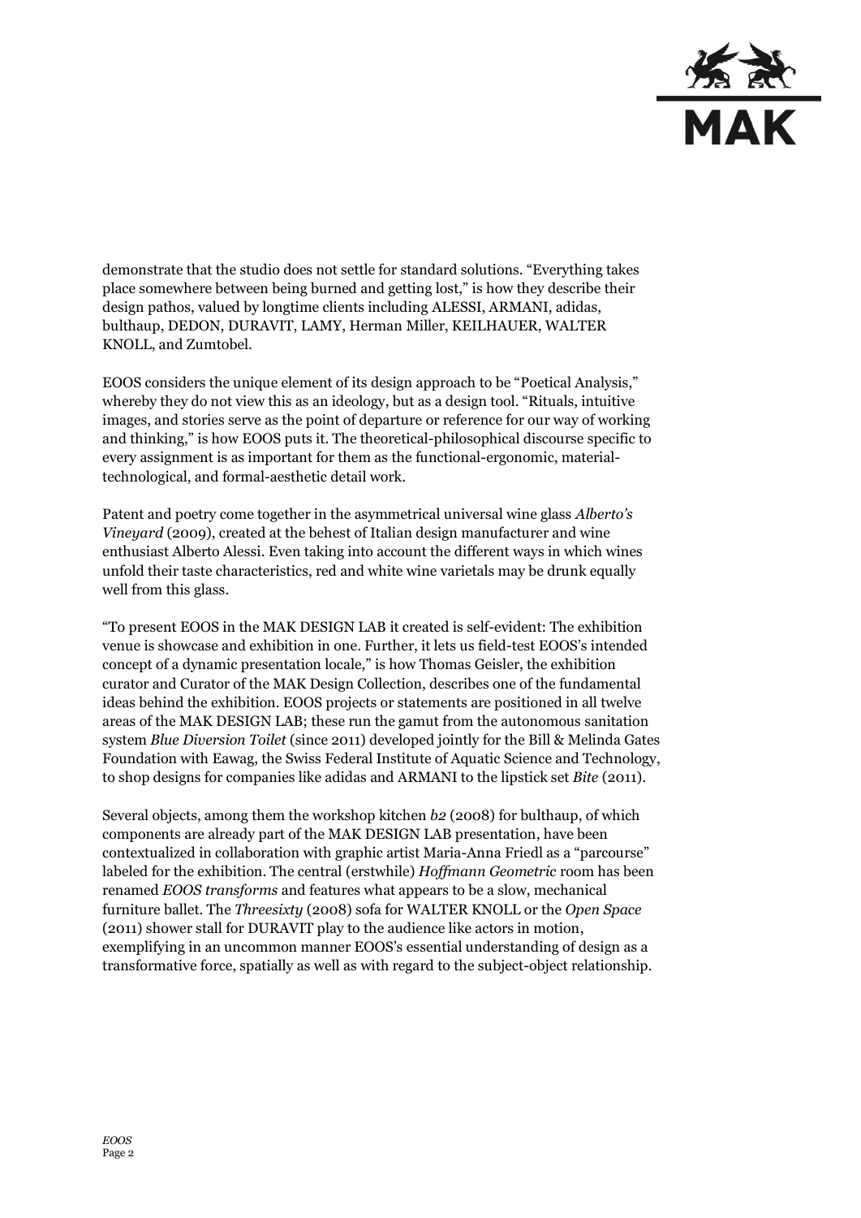demonstrate that the studio does not settle for standard solutions. "Everything takes place somewhere between being burned and getting lost," is how they describe their design pathos, valued by longtime clients including ALESSI, ARMANI, adidas, bulthaup, DEDON, DURAVIT, LAMY, Herman Miller, KEILHAUER, WALTER KNOLL, and Zumtobel.

EOOS considers the unique element of its design approach to be "Poetical Analysis," whereby they do not view this as an ideology, but as a design tool. "Rituals, intuitive images, and stories serve as the point of departure or reference for our way of working and thinking," is how EOOS puts it. The theoretical-philosophical discourse specific to every assignment is as important for them as the functional-ergonomic, material-technological, and formal-aesthetic detail work.

Patent and poetry come together in the asymmetrical universal wine glass *Alberto's Vineyard* (2009), created at the behest of Italian design manufacturer and wine enthusiast Alberto Alessi. Even taking into account the different ways in which wines unfold their taste characteristics, red and white wine varietals may be drunk equally well from this glass.

"To present EOOS in the MAK DESIGN LAB it created is self-evident: The exhibition venue is showcase and exhibition in one. Further, it lets us field-test EOOS's intended concept of a dynamic presentation locale," is how Thomas Geisler, the exhibition curator and Curator of the MAK Design Collection, describes one of the fundamental ideas behind the exhibition. EOOS projects or statements are positioned in all twelve areas of the MAK DESIGN LAB; these run the gamut from the autonomous sanitation system *Blue Diversion Toilet* (since 2011) developed jointly for the Bill & Melinda Gates Foundation with Eawag, the Swiss Federal Institute of Aquatic Science and Technology, to shop designs for companies like adidas and ARMANI to the lipstick set *Bite* (2011).

Several objects, among them the workshop kitchen *b2* (2008) for bulthaup, of which components are already part of the MAK DESIGN LAB presentation, have been contextualized in collaboration with graphic artist Maria-Anna Friedl as a "parcourse" labeled for the exhibition. The central (erstwhile) *Hoffmann Geometric* room has been renamed *EOOS transforms* and features what appears to be a slow, mechanical furniture ballet. The *Threesixty* (2008) sofa for WALTER KNOLL or the *Open Space* (2011) shower stall for DURAVIT play to the audience like actors in motion, exemplifying in an uncommon manner EOOS's essential understanding of design as a transformative force, spatially as well as with regard to the subject-object relationship.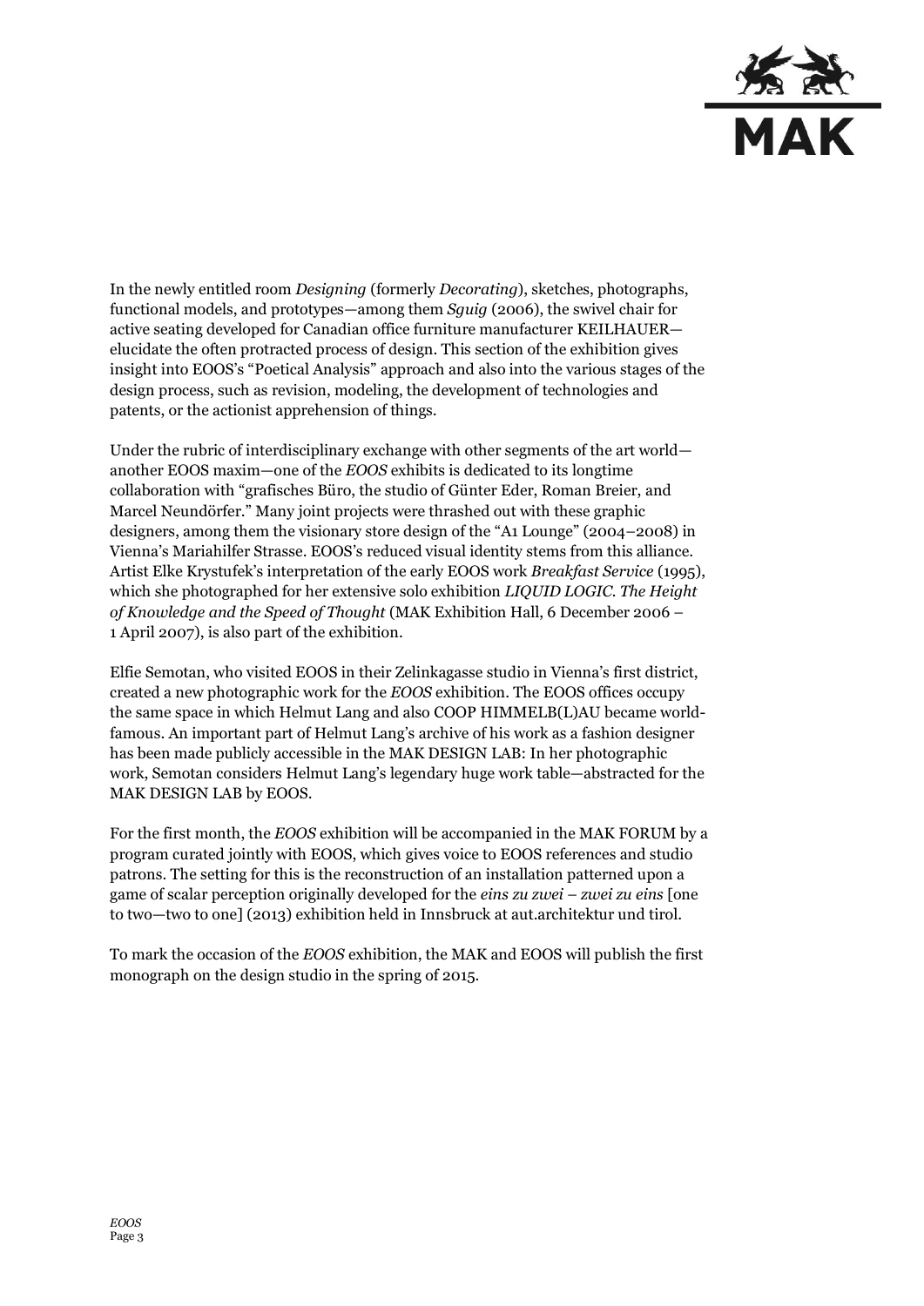In the newly entitled room *Designing* (formerly *Decorating*), sketches, photographs, functional models, and prototypes—among them *Sguig* (2006), the swivel chair for active seating developed for Canadian office furniture manufacturer KEILHAUER—elucidate the often protracted process of design. This section of the exhibition gives insight into EOOS's "Poetical Analysis" approach and also into the various stages of the design process, such as revision, modeling, the development of technologies and patents, or the actionist apprehension of things.

Under the rubric of interdisciplinary exchange with other segments of the art world—another EOOS maxim—one of the *EOOS* exhibits is dedicated to its longtime collaboration with "grafisches Büro, the studio of Günter Eder, Roman Breier, and Marcel Neundörfer." Many joint projects were thrashed out with these graphic designers, among them the visionary store design of the "A1 Lounge" (2004–2008) in Vienna's Mariahilfer Strasse. EOOS's reduced visual identity stems from this alliance. Artist Elke Krystufek's interpretation of the early EOOS work *Breakfast Service* (1995), which she photographed for her extensive solo exhibition *LIQUID LOGIC. The Height of Knowledge and the Speed of Thought* (MAK Exhibition Hall, 6 December 2006 – 1 April 2007), is also part of the exhibition.

Elfie Semotan, who visited EOOS in their Zelinkagasse studio in Vienna's first district, created a new photographic work for the *EOOS* exhibition. The EOOS offices occupy the same space in which Helmut Lang and also COOP HIMMELB(L)AU became world-famous. An important part of Helmut Lang's archive of his work as a fashion designer has been made publicly accessible in the MAK DESIGN LAB: In her photographic work, Semotan considers Helmut Lang's legendary huge work table—abstracted for the MAK DESIGN LAB by EOOS.

For the first month, the *EOOS* exhibition will be accompanied in the MAK FORUM by a program curated jointly with EOOS, which gives voice to EOOS references and studio patrons. The setting for this is the reconstruction of an installation patterned upon a game of scalar perception originally developed for the *eins zu zwei – zwei zu eins* [one to two—two to one] (2013) exhibition held in Innsbruck at aut.architektur und tirol.

To mark the occasion of the *EOOS* exhibition, the MAK and EOOS will publish the first monograph on the design studio in the spring of 2015.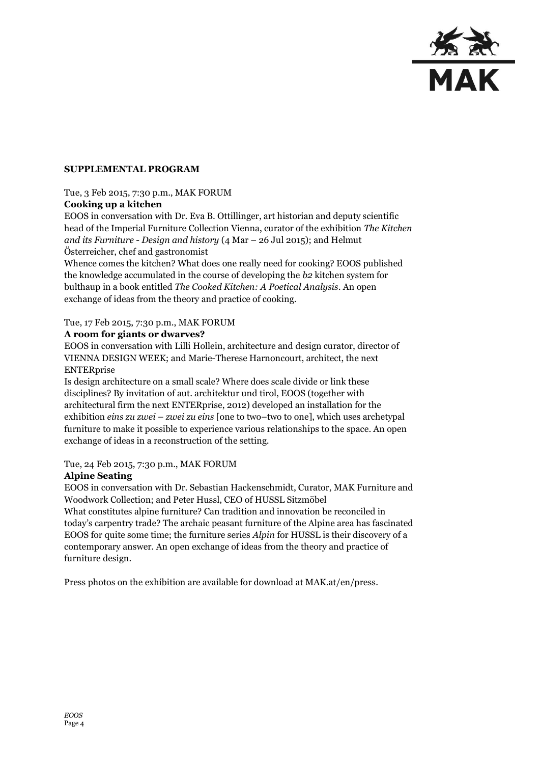**SUPPLEMENTAL PROGRAM**

Tue, 3 Feb 2015, 7:30 p.m., MAK FORUM
**Cooking up a kitchen**
EOOS in conversation with Dr. Eva B. Ottillinger, art historian and deputy scientific head of the Imperial Furniture Collection Vienna, curator of the exhibition *The Kitchen and its Furniture - Design and history* (4 Mar – 26 Jul 2015); and Helmut Österreicher, chef and gastronomist
Whence comes the kitchen? What does one really need for cooking? EOOS published the knowledge accumulated in the course of developing the *b2* kitchen system for bulthaup in a book entitled *The Cooked Kitchen: A Poetical Analysis*. An open exchange of ideas from the theory and practice of cooking.

Tue, 17 Feb 2015, 7:30 p.m., MAK FORUM
**A room for giants or dwarves?**
EOOS in conversation with Lilli Hollein, architecture and design curator, director of VIENNA DESIGN WEEK; and Marie-Therese Harnoncourt, architect, the next ENTERprise
Is design architecture on a small scale? Where does scale divide or link these disciplines? By invitation of aut. architektur und tirol, EOOS (together with architectural firm the next ENTERprise, 2012) developed an installation for the exhibition *eins zu zwei – zwei zu eins* [one to two–two to one], which uses archetypal furniture to make it possible to experience various relationships to the space. An open exchange of ideas in a reconstruction of the setting.

Tue, 24 Feb 2015, 7:30 p.m., MAK FORUM
**Alpine Seating**
EOOS in conversation with Dr. Sebastian Hackenschmidt, Curator, MAK Furniture and Woodwork Collection; and Peter Hussl, CEO of HUSSL Sitzmöbel
What constitutes alpine furniture? Can tradition and innovation be reconciled in today's carpentry trade? The archaic peasant furniture of the Alpine area has fascinated EOOS for quite some time; the furniture series *Alpin* for HUSSL is their discovery of a contemporary answer. An open exchange of ideas from the theory and practice of furniture design.

Press photos on the exhibition are available for download at MAK.at/en/press.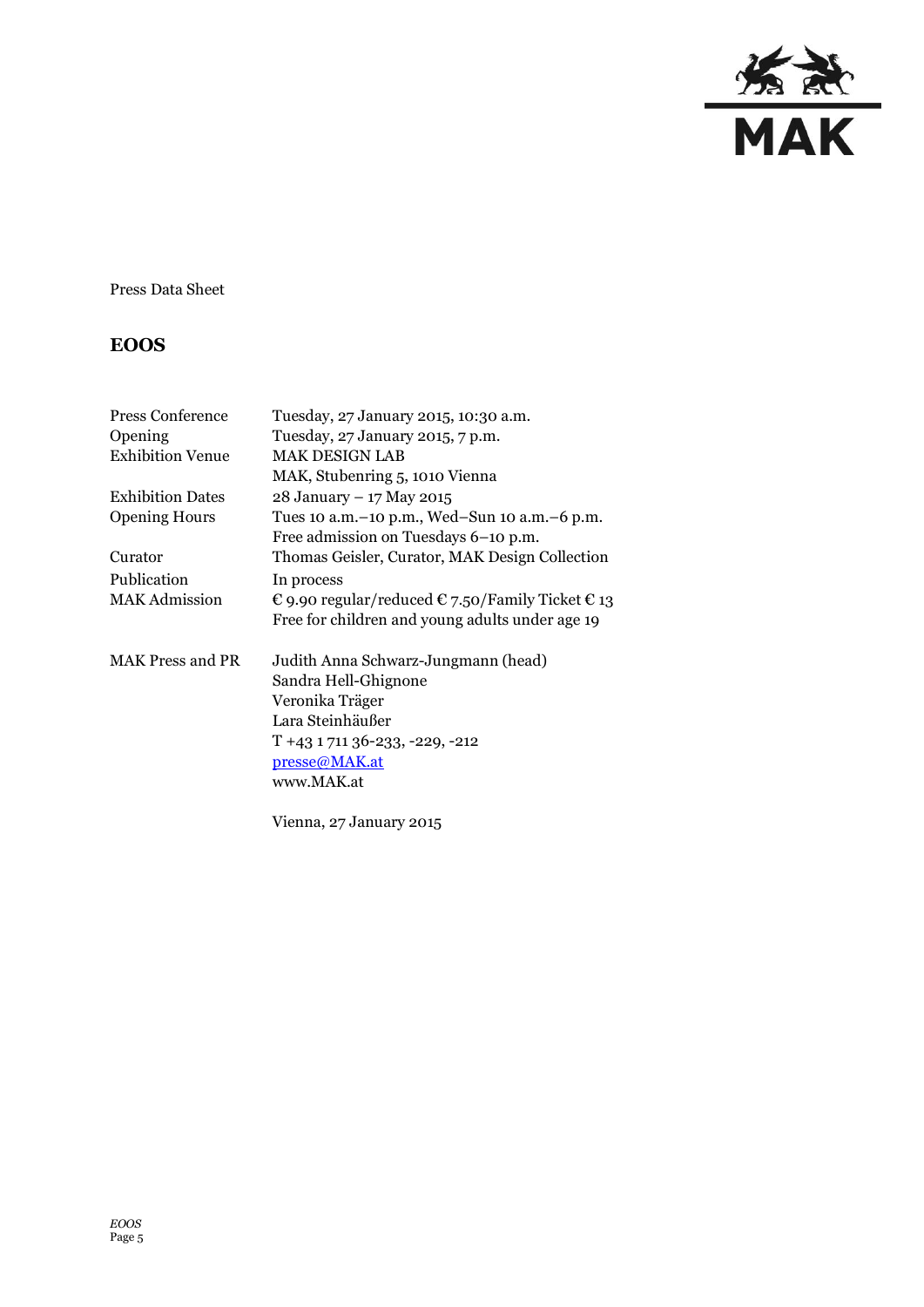Press Data Sheet

## EOOS

| | |
|---|---|
| Press Conference | Tuesday, 27 January 2015, 10:30 a.m. |
| Opening | Tuesday, 27 January 2015, 7 p.m. |
| Exhibition Venue | MAK DESIGN LAB<br>MAK, Stubenring 5, 1010 Vienna |
| Exhibition Dates | 28 January – 17 May 2015 |
| Opening Hours | Tues 10 a.m.–10 p.m., Wed–Sun 10 a.m.–6 p.m.<br>Free admission on Tuesdays 6–10 p.m. |
| Curator | Thomas Geisler, Curator, MAK Design Collection |
| Publication | In process |
| MAK Admission | € 9.90 regular/reduced € 7.50/Family Ticket € 13<br>Free for children and young adults under age 19 |
| MAK Press and PR | Judith Anna Schwarz-Jungmann (head)<br>Sandra Hell-Ghignone<br>Veronika Träger<br>Lara Steinhäußer<br>T +43 1 711 36-233, -229, -212<br>presse@MAK.at<br>www.MAK.at |

Vienna, 27 January 2015